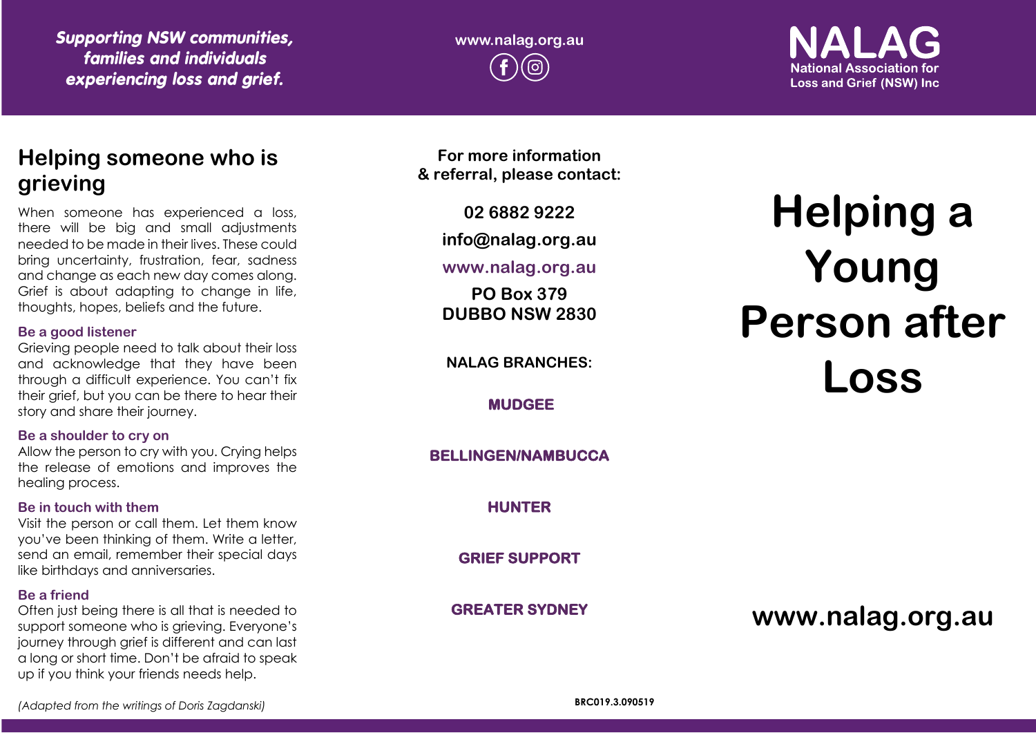*Supporting NSW communities, families and individuals experiencing loss and grief.*

www.nalag.org.au

**NALAG**
National Association for Loss and Grief (NSW) Inc

## Helping someone who is grieving

When someone has experienced a loss, there will be big and small adjustments needed to be made in their lives. These could bring uncertainty, frustration, fear, sadness and change as each new day comes along. Grief is about adapting to change in life, thoughts, hopes, beliefs and the future.

### Be a good listener

Grieving people need to talk about their loss and acknowledge that they have been through a difficult experience. You can't fix their grief, but you can be there to hear their story and share their journey.

### Be a shoulder to cry on

Allow the person to cry with you. Crying helps the release of emotions and improves the healing process.

### Be in touch with them

Visit the person or call them. Let them know you've been thinking of them. Write a letter, send an email, remember their special days like birthdays and anniversaries.

### Be a friend

Often just being there is all that is needed to support someone who is grieving. Everyone's journey through grief is different and can last a long or short time. Don't be afraid to speak up if you think your friends needs help.

*(Adapted from the writings of Doris Zagdanski)*

**For more information & referral, please contact:**

**02 6882 9222**

**info@nalag.org.au**

**www.nalag.org.au**

**PO Box 379**
**DUBBO NSW 2830**

**NALAG BRANCHES:**

**MUDGEE**

**BELLINGEN/NAMBUCCA**

**HUNTER**

**GRIEF SUPPORT**

**GREATER SYDNEY**

BRC019.3.090519

# Helping a Young Person after Loss

**www.nalag.org.au**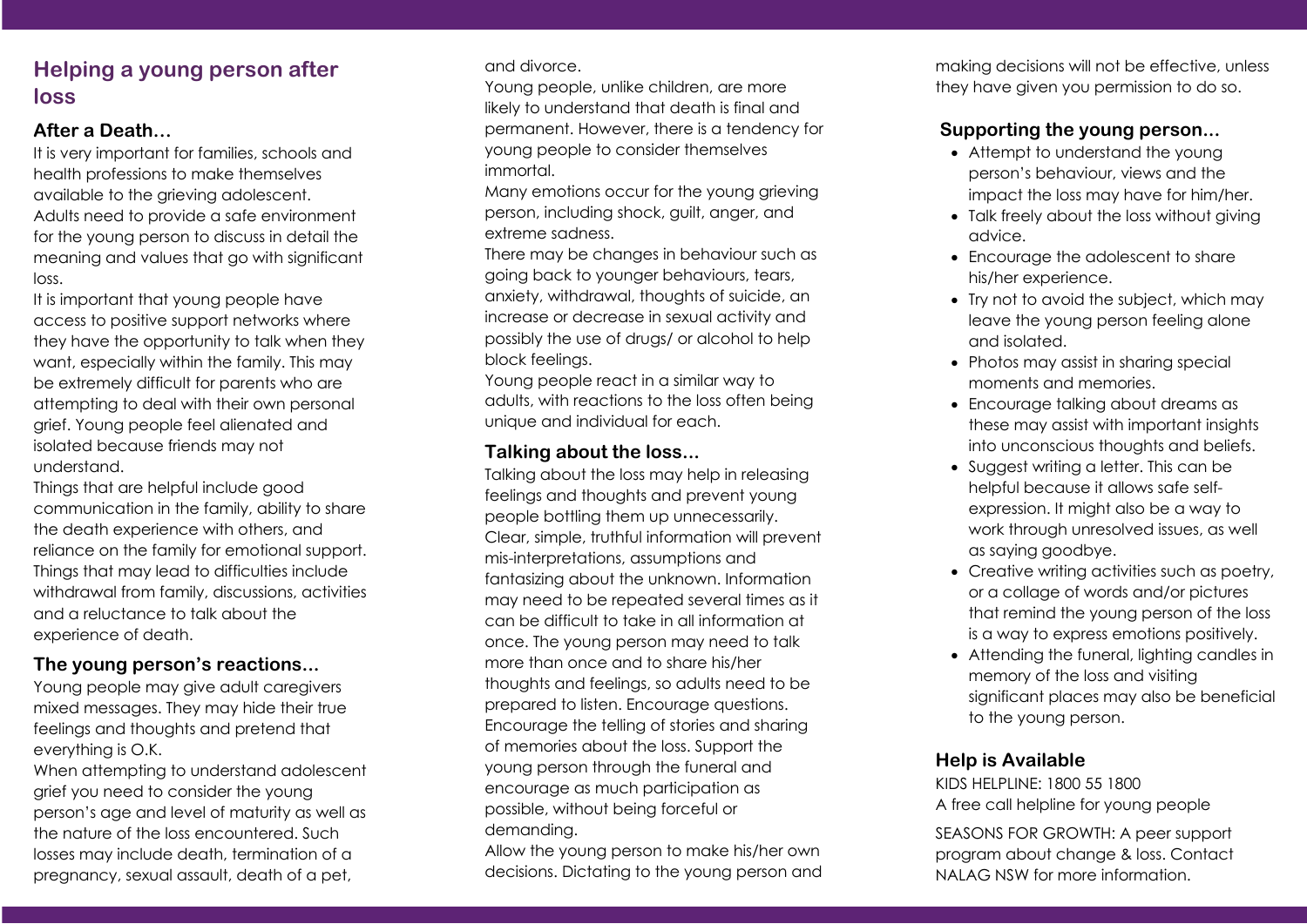## Helping a young person after loss

### After a Death…

It is very important for families, schools and health professions to make themselves available to the grieving adolescent.
Adults need to provide a safe environment for the young person to discuss in detail the meaning and values that go with significant loss.
It is important that young people have access to positive support networks where they have the opportunity to talk when they want, especially within the family. This may be extremely difficult for parents who are attempting to deal with their own personal grief. Young people feel alienated and isolated because friends may not understand.
Things that are helpful include good communication in the family, ability to share the death experience with others, and reliance on the family for emotional support.
Things that may lead to difficulties include withdrawal from family, discussions, activities and a reluctance to talk about the experience of death.

### The young person's reactions…

Young people may give adult caregivers mixed messages. They may hide their true feelings and thoughts and pretend that everything is O.K.
When attempting to understand adolescent grief you need to consider the young person's age and level of maturity as well as the nature of the loss encountered. Such losses may include death, termination of a pregnancy, sexual assault, death of a pet, and divorce.
Young people, unlike children, are more likely to understand that death is final and permanent. However, there is a tendency for young people to consider themselves immortal.
Many emotions occur for the young grieving person, including shock, guilt, anger, and extreme sadness.
There may be changes in behaviour such as going back to younger behaviours, tears, anxiety, withdrawal, thoughts of suicide, an increase or decrease in sexual activity and possibly the use of drugs/ or alcohol to help block feelings.
Young people react in a similar way to adults, with reactions to the loss often being unique and individual for each.

### Talking about the loss…

Talking about the loss may help in releasing feelings and thoughts and prevent young people bottling them up unnecessarily.
Clear, simple, truthful information will prevent mis-interpretations, assumptions and fantasizing about the unknown. Information may need to be repeated several times as it can be difficult to take in all information at once. The young person may need to talk more than once and to share his/her thoughts and feelings, so adults need to be prepared to listen. Encourage questions. Encourage the telling of stories and sharing of memories about the loss. Support the young person through the funeral and encourage as much participation as possible, without being forceful or demanding.
Allow the young person to make his/her own decisions. Dictating to the young person and making decisions will not be effective, unless they have given you permission to do so.

### Supporting the young person…

- Attempt to understand the young person's behaviour, views and the impact the loss may have for him/her.
- Talk freely about the loss without giving advice.
- Encourage the adolescent to share his/her experience.
- Try not to avoid the subject, which may leave the young person feeling alone and isolated.
- Photos may assist in sharing special moments and memories.
- Encourage talking about dreams as these may assist with important insights into unconscious thoughts and beliefs.
- Suggest writing a letter. This can be helpful because it allows safe self-expression. It might also be a way to work through unresolved issues, as well as saying goodbye.
- Creative writing activities such as poetry, or a collage of words and/or pictures that remind the young person of the loss is a way to express emotions positively.
- Attending the funeral, lighting candles in memory of the loss and visiting significant places may also be beneficial to the young person.

### Help is Available

KIDS HELPLINE: 1800 55 1800
A free call helpline for young people

SEASONS FOR GROWTH: A peer support program about change & loss. Contact NALAG NSW for more information.